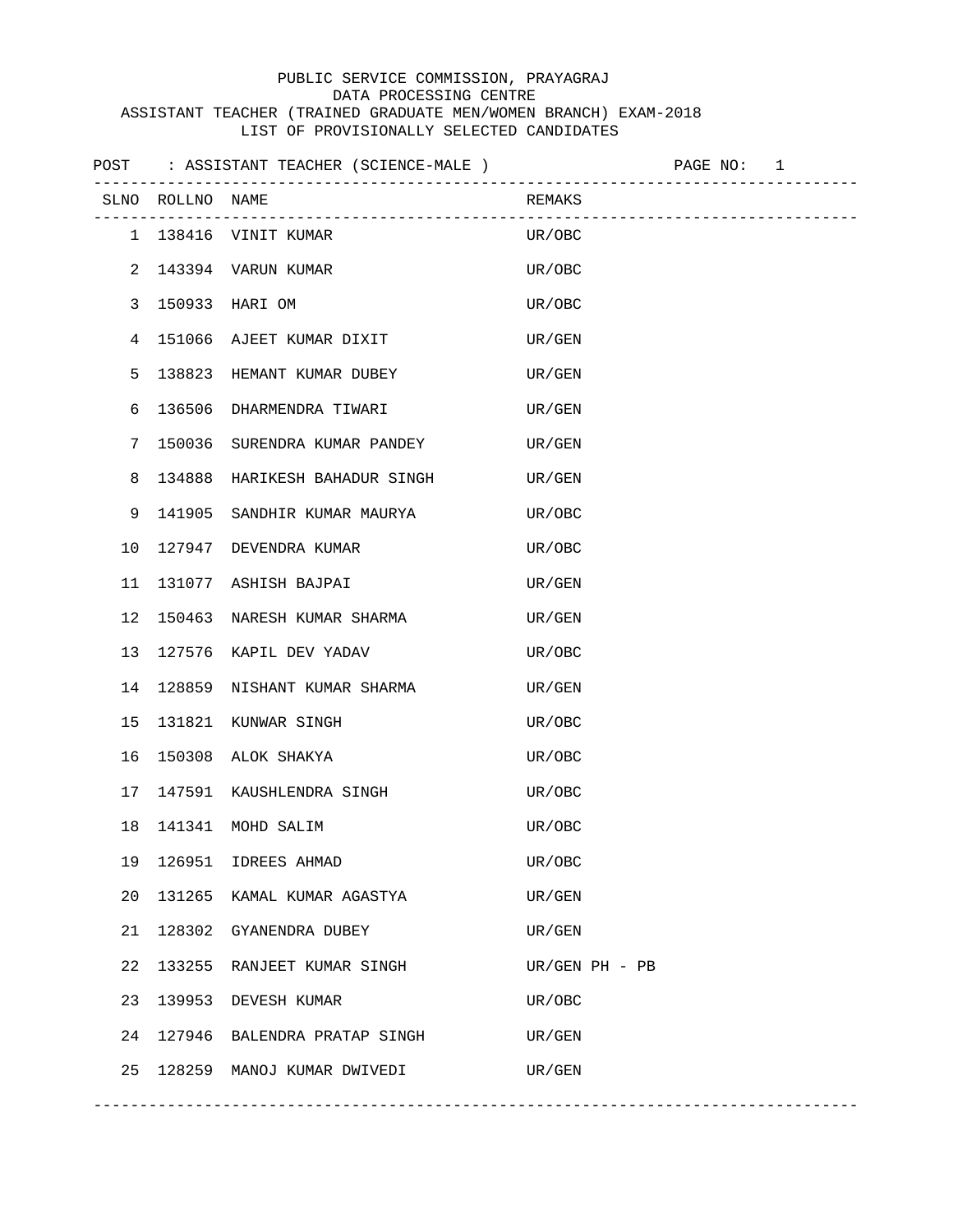PUBLIC SERVICE COMMISSION, PRAYAGRAJ
DATA PROCESSING CENTRE
ASSISTANT TEACHER (TRAINED GRADUATE MEN/WOMEN BRANCH) EXAM-2018
LIST OF PROVISIONALLY SELECTED CANDIDATES

POST : ASSISTANT TEACHER (SCIENCE-MALE )

| SLNO | ROLLNO | NAME | REMAKS |
|---|---|---|---|
| 1 | 138416 | VINIT KUMAR | UR/OBC |
| 2 | 143394 | VARUN KUMAR | UR/OBC |
| 3 | 150933 | HARI OM | UR/OBC |
| 4 | 151066 | AJEET KUMAR DIXIT | UR/GEN |
| 5 | 138823 | HEMANT KUMAR DUBEY | UR/GEN |
| 6 | 136506 | DHARMENDRA TIWARI | UR/GEN |
| 7 | 150036 | SURENDRA KUMAR PANDEY | UR/GEN |
| 8 | 134888 | HARIKESH BAHADUR SINGH | UR/GEN |
| 9 | 141905 | SANDHIR KUMAR MAURYA | UR/OBC |
| 10 | 127947 | DEVENDRA KUMAR | UR/OBC |
| 11 | 131077 | ASHISH BAJPAI | UR/GEN |
| 12 | 150463 | NARESH KUMAR SHARMA | UR/GEN |
| 13 | 127576 | KAPIL DEV YADAV | UR/OBC |
| 14 | 128859 | NISHANT KUMAR SHARMA | UR/GEN |
| 15 | 131821 | KUNWAR SINGH | UR/OBC |
| 16 | 150308 | ALOK SHAKYA | UR/OBC |
| 17 | 147591 | KAUSHLENDRA SINGH | UR/OBC |
| 18 | 141341 | MOHD SALIM | UR/OBC |
| 19 | 126951 | IDREES AHMAD | UR/OBC |
| 20 | 131265 | KAMAL KUMAR AGASTYA | UR/GEN |
| 21 | 128302 | GYANENDRA DUBEY | UR/GEN |
| 22 | 133255 | RANJEET KUMAR SINGH | UR/GEN PH - PB |
| 23 | 139953 | DEVESH KUMAR | UR/OBC |
| 24 | 127946 | BALENDRA PRATAP SINGH | UR/GEN |
| 25 | 128259 | MANOJ KUMAR DWIVEDI | UR/GEN |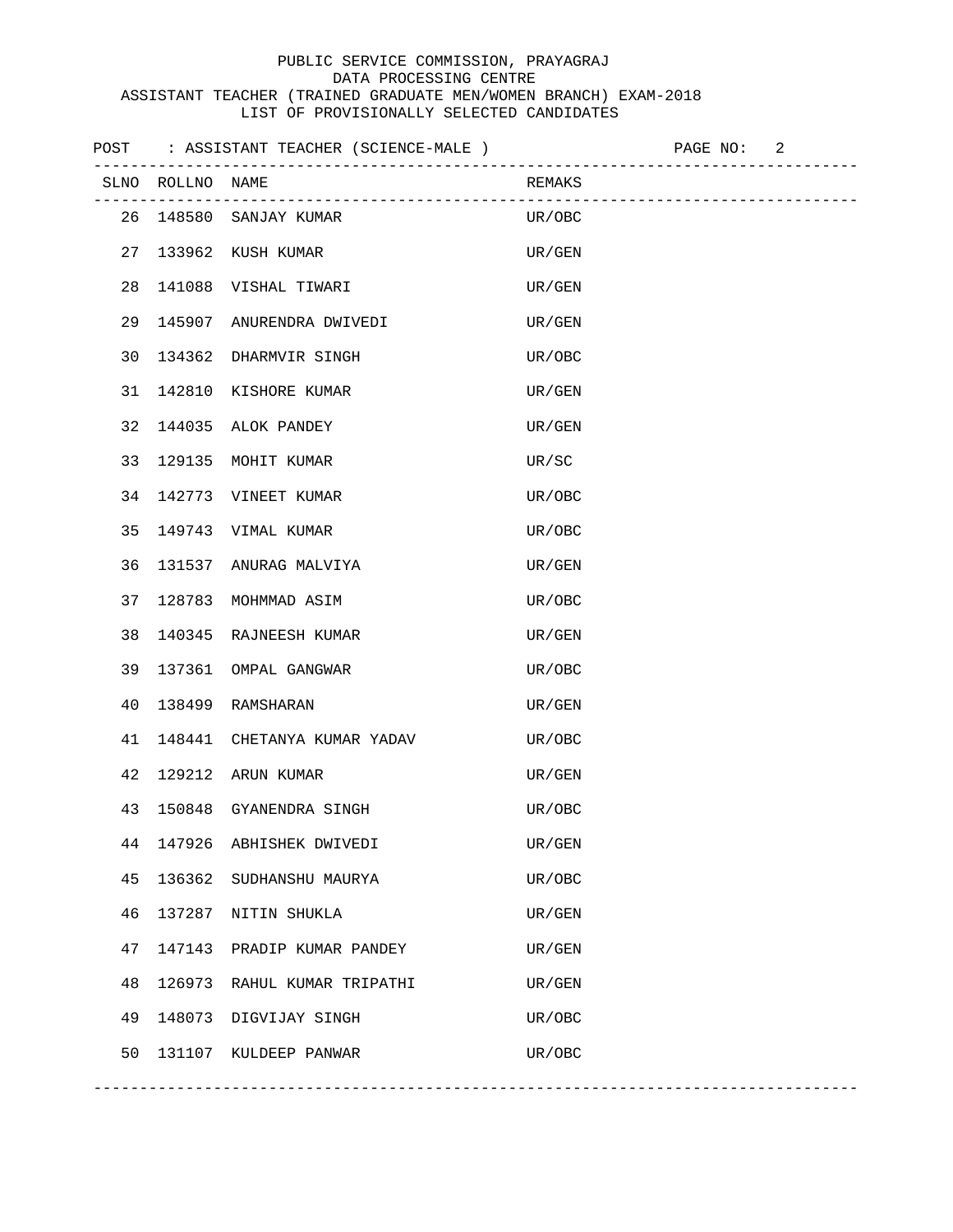PUBLIC SERVICE COMMISSION, PRAYAGRAJ
DATA PROCESSING CENTRE
ASSISTANT TEACHER (TRAINED GRADUATE MEN/WOMEN BRANCH) EXAM-2018
LIST OF PROVISIONALLY SELECTED CANDIDATES

POST : ASSISTANT TEACHER (SCIENCE-MALE )

| SLNO | ROLLNO | NAME | REMAKS |
|---|---|---|---|
| 26 | 148580 | SANJAY KUMAR | UR/OBC |
| 27 | 133962 | KUSH KUMAR | UR/GEN |
| 28 | 141088 | VISHAL TIWARI | UR/GEN |
| 29 | 145907 | ANURENDRA DWIVEDI | UR/GEN |
| 30 | 134362 | DHARMVIR SINGH | UR/OBC |
| 31 | 142810 | KISHORE KUMAR | UR/GEN |
| 32 | 144035 | ALOK PANDEY | UR/GEN |
| 33 | 129135 | MOHIT KUMAR | UR/SC |
| 34 | 142773 | VINEET KUMAR | UR/OBC |
| 35 | 149743 | VIMAL KUMAR | UR/OBC |
| 36 | 131537 | ANURAG MALVIYA | UR/GEN |
| 37 | 128783 | MOHMMAD ASIM | UR/OBC |
| 38 | 140345 | RAJNEESH KUMAR | UR/GEN |
| 39 | 137361 | OMPAL GANGWAR | UR/OBC |
| 40 | 138499 | RAMSHARAN | UR/GEN |
| 41 | 148441 | CHETANYA KUMAR YADAV | UR/OBC |
| 42 | 129212 | ARUN KUMAR | UR/GEN |
| 43 | 150848 | GYANENDRA SINGH | UR/OBC |
| 44 | 147926 | ABHISHEK DWIVEDI | UR/GEN |
| 45 | 136362 | SUDHANSHU MAURYA | UR/OBC |
| 46 | 137287 | NITIN SHUKLA | UR/GEN |
| 47 | 147143 | PRADIP KUMAR PANDEY | UR/GEN |
| 48 | 126973 | RAHUL KUMAR TRIPATHI | UR/GEN |
| 49 | 148073 | DIGVIJAY SINGH | UR/OBC |
| 50 | 131107 | KULDEEP PANWAR | UR/OBC |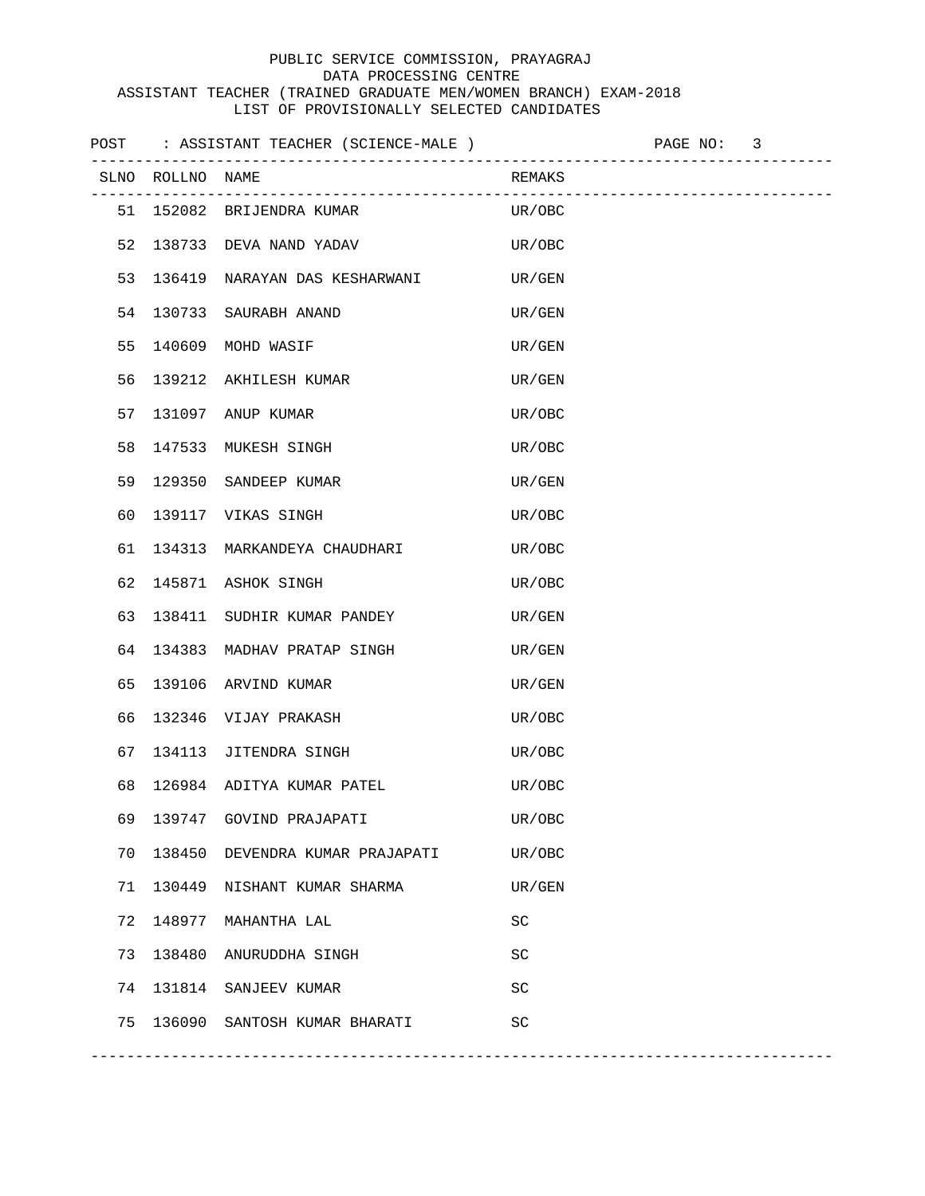PUBLIC SERVICE COMMISSION, PRAYAGRAJ
DATA PROCESSING CENTRE
ASSISTANT TEACHER (TRAINED GRADUATE MEN/WOMEN BRANCH) EXAM-2018
LIST OF PROVISIONALLY SELECTED CANDIDATES

POST : ASSISTANT TEACHER (SCIENCE-MALE )

| SLNO | ROLLNO | NAME | REMAKS |
|---|---|---|---|
| 51 | 152082 | BRIJENDRA KUMAR | UR/OBC |
| 52 | 138733 | DEVA NAND YADAV | UR/OBC |
| 53 | 136419 | NARAYAN DAS KESHARWANI | UR/GEN |
| 54 | 130733 | SAURABH ANAND | UR/GEN |
| 55 | 140609 | MOHD WASIF | UR/GEN |
| 56 | 139212 | AKHILESH KUMAR | UR/GEN |
| 57 | 131097 | ANUP KUMAR | UR/OBC |
| 58 | 147533 | MUKESH SINGH | UR/OBC |
| 59 | 129350 | SANDEEP KUMAR | UR/GEN |
| 60 | 139117 | VIKAS SINGH | UR/OBC |
| 61 | 134313 | MARKANDEYA CHAUDHARI | UR/OBC |
| 62 | 145871 | ASHOK SINGH | UR/OBC |
| 63 | 138411 | SUDHIR KUMAR PANDEY | UR/GEN |
| 64 | 134383 | MADHAV PRATAP SINGH | UR/GEN |
| 65 | 139106 | ARVIND KUMAR | UR/GEN |
| 66 | 132346 | VIJAY PRAKASH | UR/OBC |
| 67 | 134113 | JITENDRA SINGH | UR/OBC |
| 68 | 126984 | ADITYA KUMAR PATEL | UR/OBC |
| 69 | 139747 | GOVIND PRAJAPATI | UR/OBC |
| 70 | 138450 | DEVENDRA KUMAR PRAJAPATI | UR/OBC |
| 71 | 130449 | NISHANT KUMAR SHARMA | UR/GEN |
| 72 | 148977 | MAHANTHA LAL | SC |
| 73 | 138480 | ANURUDDHA SINGH | SC |
| 74 | 131814 | SANJEEV KUMAR | SC |
| 75 | 136090 | SANTOSH KUMAR BHARATI | SC |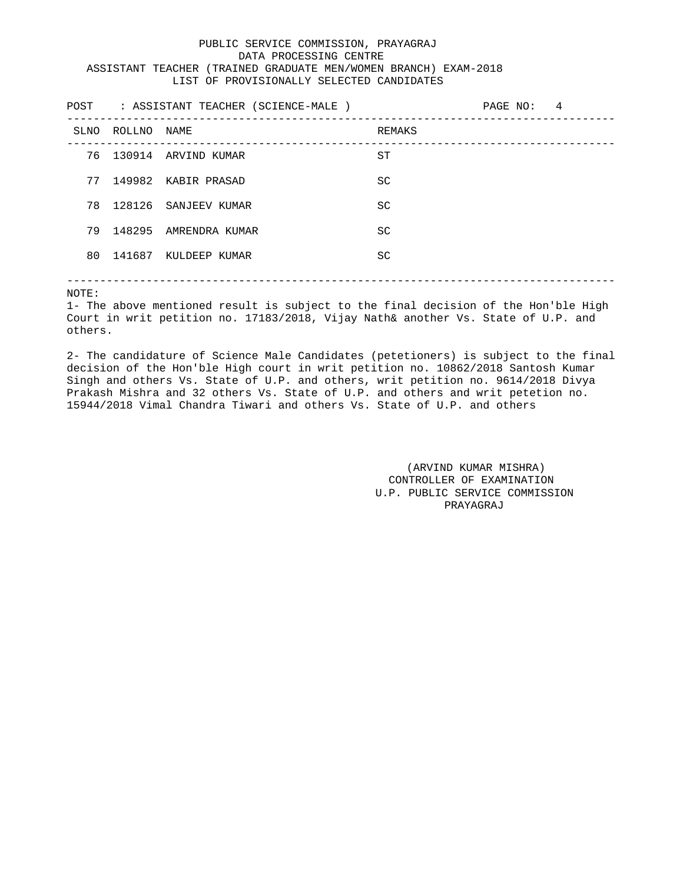PUBLIC SERVICE COMMISSION, PRAYAGRAJ
DATA PROCESSING CENTRE
ASSISTANT TEACHER (TRAINED GRADUATE MEN/WOMEN BRANCH) EXAM-2018
LIST OF PROVISIONALLY SELECTED CANDIDATES

POST : ASSISTANT TEACHER (SCIENCE-MALE )

| SLNO | ROLLNO | NAME | REMAKS |
|---|---|---|---|
| 76 | 130914 | ARVIND KUMAR | ST |
| 77 | 149982 | KABIR PRASAD | SC |
| 78 | 128126 | SANJEEV KUMAR | SC |
| 79 | 148295 | AMRENDRA KUMAR | SC |
| 80 | 141687 | KULDEEP KUMAR | SC |

NOTE:

1- The above mentioned result is subject to the final decision of the Hon'ble High Court in writ petition no. 17183/2018, Vijay Nath& another Vs. State of U.P. and others.

2- The candidature of Science Male Candidates (petetioners) is subject to the final decision of the Hon'ble High court in writ petition no. 10862/2018 Santosh Kumar Singh and others Vs. State of U.P. and others, writ petition no. 9614/2018 Divya Prakash Mishra and 32 others Vs. State of U.P. and others and writ petetion no. 15944/2018 Vimal Chandra Tiwari and others Vs. State of U.P. and others

(ARVIND KUMAR MISHRA)
CONTROLLER OF EXAMINATION
U.P. PUBLIC SERVICE COMMISSION
PRAYAGRAJ